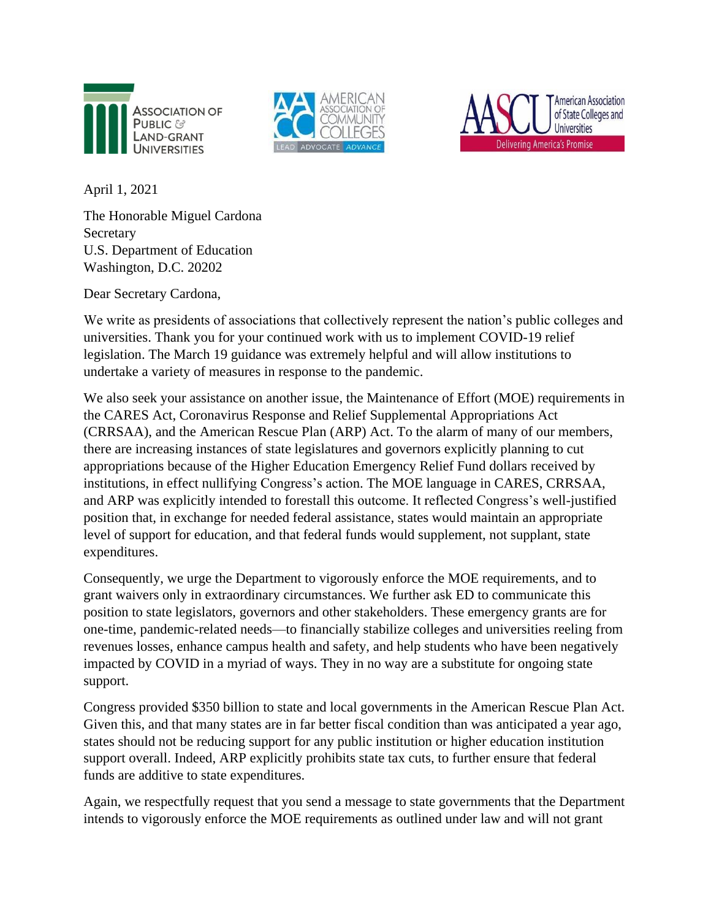ASSOCIATION OF PUBLIC & LAND-GRANT UNIVERSITIES

AMERICAN ASSOCIATION OF COMMUNITY COLLEGES
LEAD ADVOCATE ADVANCE

AASCU American Association of State Colleges and Universities
Delivering America's Promise

April 1, 2021

The Honorable Miguel Cardona
Secretary
U.S. Department of Education
Washington, D.C. 20202

Dear Secretary Cardona,

We write as presidents of associations that collectively represent the nation's public colleges and universities. Thank you for your continued work with us to implement COVID-19 relief legislation. The March 19 guidance was extremely helpful and will allow institutions to undertake a variety of measures in response to the pandemic.

We also seek your assistance on another issue, the Maintenance of Effort (MOE) requirements in the CARES Act, Coronavirus Response and Relief Supplemental Appropriations Act (CRRSAA), and the American Rescue Plan (ARP) Act. To the alarm of many of our members, there are increasing instances of state legislatures and governors explicitly planning to cut appropriations because of the Higher Education Emergency Relief Fund dollars received by institutions, in effect nullifying Congress's action. The MOE language in CARES, CRRSAA, and ARP was explicitly intended to forestall this outcome. It reflected Congress's well-justified position that, in exchange for needed federal assistance, states would maintain an appropriate level of support for education, and that federal funds would supplement, not supplant, state expenditures.

Consequently, we urge the Department to vigorously enforce the MOE requirements, and to grant waivers only in extraordinary circumstances. We further ask ED to communicate this position to state legislators, governors and other stakeholders. These emergency grants are for one-time, pandemic-related needs—to financially stabilize colleges and universities reeling from revenues losses, enhance campus health and safety, and help students who have been negatively impacted by COVID in a myriad of ways. They in no way are a substitute for ongoing state support.

Congress provided $350 billion to state and local governments in the American Rescue Plan Act. Given this, and that many states are in far better fiscal condition than was anticipated a year ago, states should not be reducing support for any public institution or higher education institution support overall. Indeed, ARP explicitly prohibits state tax cuts, to further ensure that federal funds are additive to state expenditures.

Again, we respectfully request that you send a message to state governments that the Department intends to vigorously enforce the MOE requirements as outlined under law and will not grant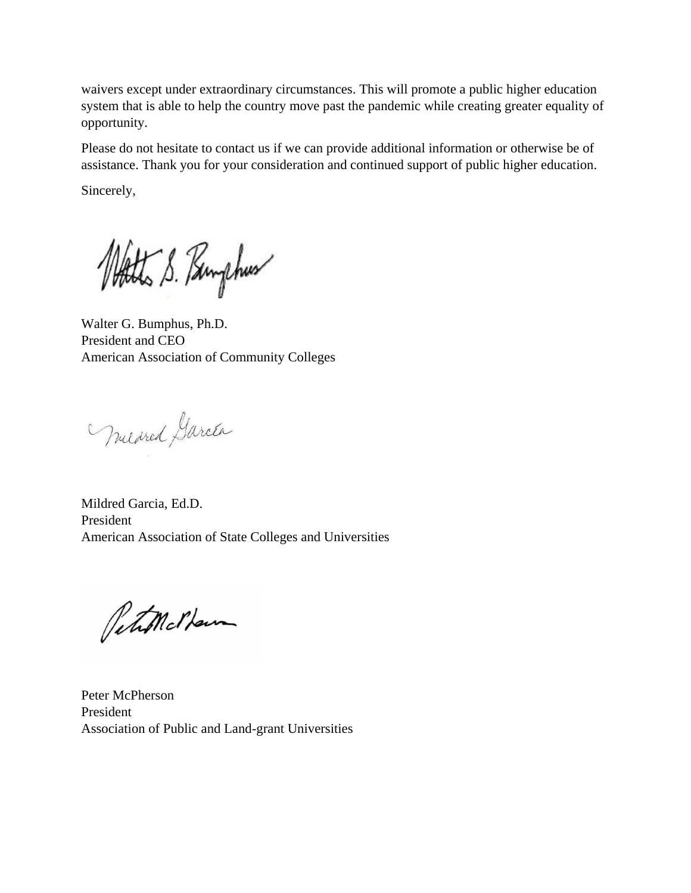waivers except under extraordinary circumstances. This will promote a public higher education system that is able to help the country move past the pandemic while creating greater equality of opportunity.

Please do not hesitate to contact us if we can provide additional information or otherwise be of assistance. Thank you for your consideration and continued support of public higher education.

Sincerely,

Walter G. Bumphus, Ph.D.
President and CEO
American Association of Community Colleges

Mildred Garcia, Ed.D.
President
American Association of State Colleges and Universities

Peter McPherson
President
Association of Public and Land-grant Universities